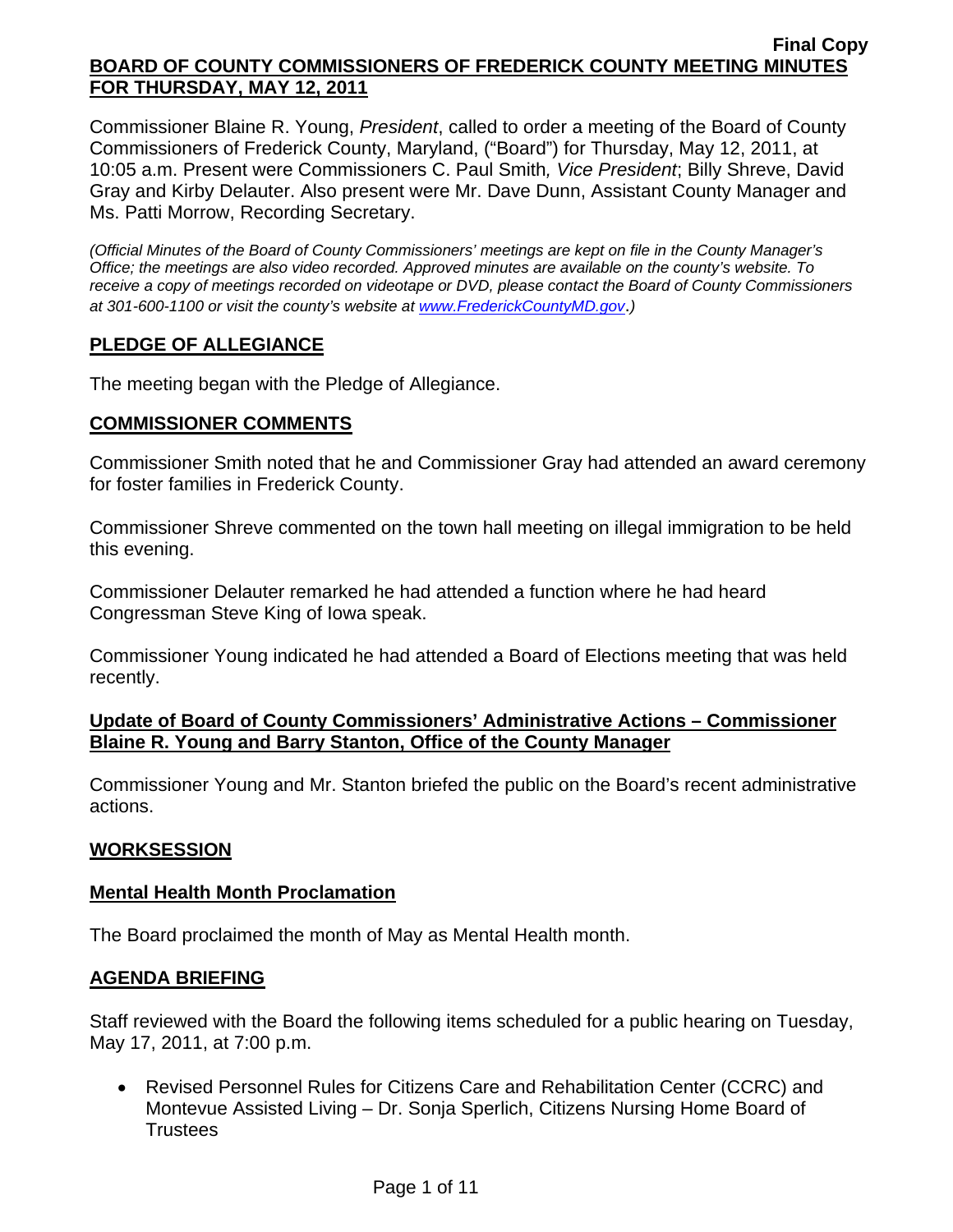**Final Copy**

**BOARD OF COUNTY COMMISSIONERS OF FREDERICK COUNTY MEETING MINUTES FOR THURSDAY, MAY 12, 2011**

Commissioner Blaine R. Young, *President*, called to order a meeting of the Board of County Commissioners of Frederick County, Maryland, ("Board") for Thursday, May 12, 2011, at 10:05 a.m. Present were Commissioners C. Paul Smith*, Vice President*; Billy Shreve, David Gray and Kirby Delauter. Also present were Mr. Dave Dunn, Assistant County Manager and Ms. Patti Morrow, Recording Secretary.

*(Official Minutes of the Board of County Commissioners' meetings are kept on file in the County Manager's Office; the meetings are also video recorded. Approved minutes are available on the county's website. To receive a copy of meetings recorded on videotape or DVD, please contact the Board of County Commissioners at 301-600-1100 or visit the county's website at www.FrederickCountyMD.gov.)*

## PLEDGE OF ALLEGIANCE

The meeting began with the Pledge of Allegiance.

## COMMISSIONER COMMENTS

Commissioner Smith noted that he and Commissioner Gray had attended an award ceremony for foster families in Frederick County.

Commissioner Shreve commented on the town hall meeting on illegal immigration to be held this evening.

Commissioner Delauter remarked he had attended a function where he had heard Congressman Steve King of Iowa speak.

Commissioner Young indicated he had attended a Board of Elections meeting that was held recently.

## Update of Board of County Commissioners' Administrative Actions – Commissioner Blaine R. Young and Barry Stanton, Office of the County Manager

Commissioner Young and Mr. Stanton briefed the public on the Board's recent administrative actions.

## WORKSESSION

### Mental Health Month Proclamation

The Board proclaimed the month of May as Mental Health month.

## AGENDA BRIEFING

Staff reviewed with the Board the following items scheduled for a public hearing on Tuesday, May 17, 2011, at 7:00 p.m.

- Revised Personnel Rules for Citizens Care and Rehabilitation Center (CCRC) and Montevue Assisted Living – Dr. Sonja Sperlich, Citizens Nursing Home Board of Trustees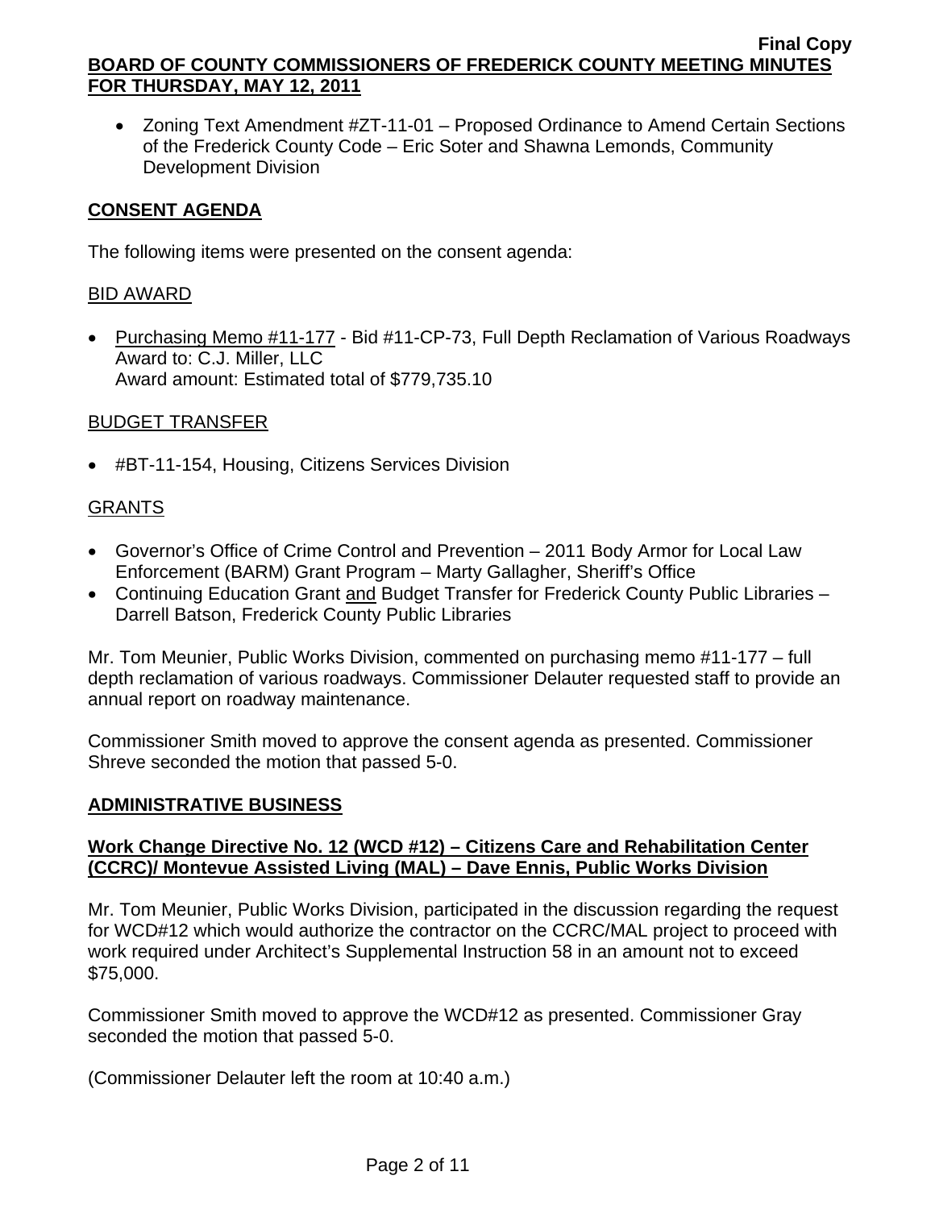- Zoning Text Amendment #ZT-11-01 – Proposed Ordinance to Amend Certain Sections of the Frederick County Code – Eric Soter and Shawna Lemonds, Community Development Division

## CONSENT AGENDA

The following items were presented on the consent agenda:

BID AWARD

- Purchasing Memo #11-177 - Bid #11-CP-73, Full Depth Reclamation of Various Roadways
  Award to: C.J. Miller, LLC
  Award amount: Estimated total of $779,735.10

BUDGET TRANSFER

- #BT-11-154, Housing, Citizens Services Division

GRANTS

- Governor's Office of Crime Control and Prevention – 2011 Body Armor for Local Law Enforcement (BARM) Grant Program – Marty Gallagher, Sheriff's Office
- Continuing Education Grant and Budget Transfer for Frederick County Public Libraries – Darrell Batson, Frederick County Public Libraries

Mr. Tom Meunier, Public Works Division, commented on purchasing memo #11-177 – full depth reclamation of various roadways. Commissioner Delauter requested staff to provide an annual report on roadway maintenance.

Commissioner Smith moved to approve the consent agenda as presented. Commissioner Shreve seconded the motion that passed 5-0.

## ADMINISTRATIVE BUSINESS

### Work Change Directive No. 12 (WCD #12) – Citizens Care and Rehabilitation Center (CCRC)/ Montevue Assisted Living (MAL) – Dave Ennis, Public Works Division

Mr. Tom Meunier, Public Works Division, participated in the discussion regarding the request for WCD#12 which would authorize the contractor on the CCRC/MAL project to proceed with work required under Architect's Supplemental Instruction 58 in an amount not to exceed $75,000.

Commissioner Smith moved to approve the WCD#12 as presented. Commissioner Gray seconded the motion that passed 5-0.

(Commissioner Delauter left the room at 10:40 a.m.)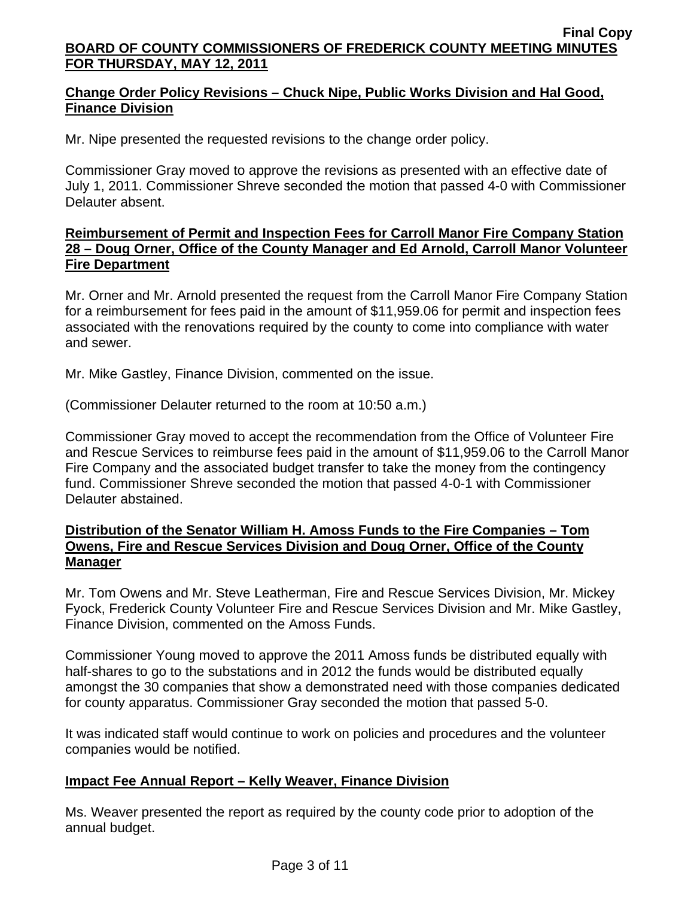## Change Order Policy Revisions – Chuck Nipe, Public Works Division and Hal Good, Finance Division

Mr. Nipe presented the requested revisions to the change order policy.

Commissioner Gray moved to approve the revisions as presented with an effective date of July 1, 2011. Commissioner Shreve seconded the motion that passed 4-0 with Commissioner Delauter absent.

## Reimbursement of Permit and Inspection Fees for Carroll Manor Fire Company Station 28 – Doug Orner, Office of the County Manager and Ed Arnold, Carroll Manor Volunteer Fire Department

Mr. Orner and Mr. Arnold presented the request from the Carroll Manor Fire Company Station for a reimbursement for fees paid in the amount of $11,959.06 for permit and inspection fees associated with the renovations required by the county to come into compliance with water and sewer.

Mr. Mike Gastley, Finance Division, commented on the issue.

(Commissioner Delauter returned to the room at 10:50 a.m.)

Commissioner Gray moved to accept the recommendation from the Office of Volunteer Fire and Rescue Services to reimburse fees paid in the amount of $11,959.06 to the Carroll Manor Fire Company and the associated budget transfer to take the money from the contingency fund. Commissioner Shreve seconded the motion that passed 4-0-1 with Commissioner Delauter abstained.

## Distribution of the Senator William H. Amoss Funds to the Fire Companies – Tom Owens, Fire and Rescue Services Division and Doug Orner, Office of the County Manager

Mr. Tom Owens and Mr. Steve Leatherman, Fire and Rescue Services Division, Mr. Mickey Fyock, Frederick County Volunteer Fire and Rescue Services Division and Mr. Mike Gastley, Finance Division, commented on the Amoss Funds.

Commissioner Young moved to approve the 2011 Amoss funds be distributed equally with half-shares to go to the substations and in 2012 the funds would be distributed equally amongst the 30 companies that show a demonstrated need with those companies dedicated for county apparatus. Commissioner Gray seconded the motion that passed 5-0.

It was indicated staff would continue to work on policies and procedures and the volunteer companies would be notified.

## Impact Fee Annual Report – Kelly Weaver, Finance Division

Ms. Weaver presented the report as required by the county code prior to adoption of the annual budget.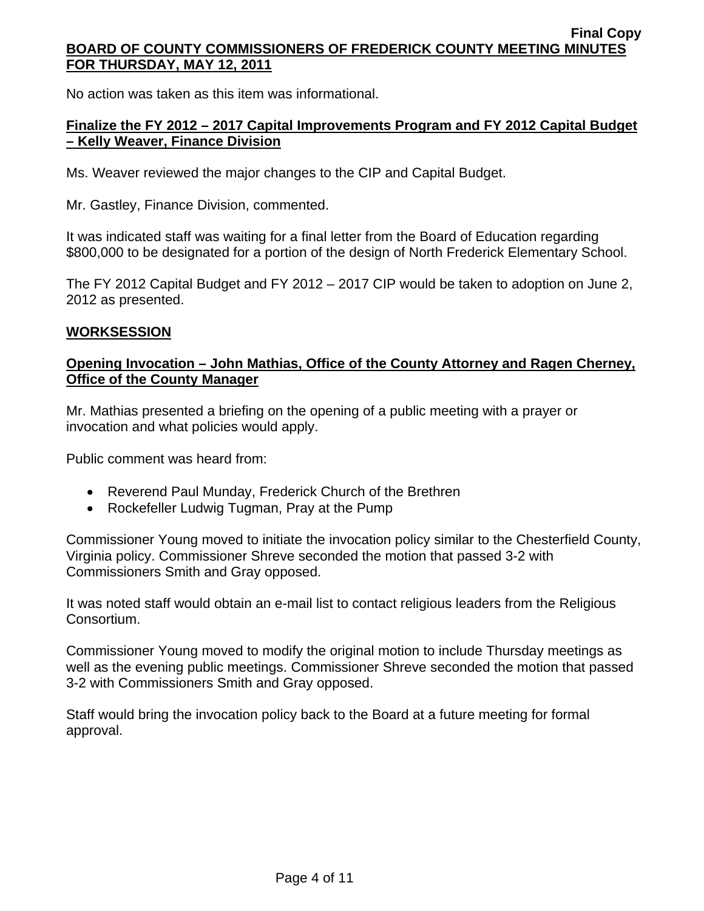No action was taken as this item was informational.

**Finalize the FY 2012 – 2017 Capital Improvements Program and FY 2012 Capital Budget – Kelly Weaver, Finance Division**

Ms. Weaver reviewed the major changes to the CIP and Capital Budget.

Mr. Gastley, Finance Division, commented.

It was indicated staff was waiting for a final letter from the Board of Education regarding $800,000 to be designated for a portion of the design of North Frederick Elementary School.

The FY 2012 Capital Budget and FY 2012 – 2017 CIP would be taken to adoption on June 2, 2012 as presented.

## WORKSESSION

**Opening Invocation – John Mathias, Office of the County Attorney and Ragen Cherney, Office of the County Manager**

Mr. Mathias presented a briefing on the opening of a public meeting with a prayer or invocation and what policies would apply.

Public comment was heard from:

- Reverend Paul Munday, Frederick Church of the Brethren
- Rockefeller Ludwig Tugman, Pray at the Pump

Commissioner Young moved to initiate the invocation policy similar to the Chesterfield County, Virginia policy. Commissioner Shreve seconded the motion that passed 3-2 with Commissioners Smith and Gray opposed.

It was noted staff would obtain an e-mail list to contact religious leaders from the Religious Consortium.

Commissioner Young moved to modify the original motion to include Thursday meetings as well as the evening public meetings. Commissioner Shreve seconded the motion that passed 3-2 with Commissioners Smith and Gray opposed.

Staff would bring the invocation policy back to the Board at a future meeting for formal approval.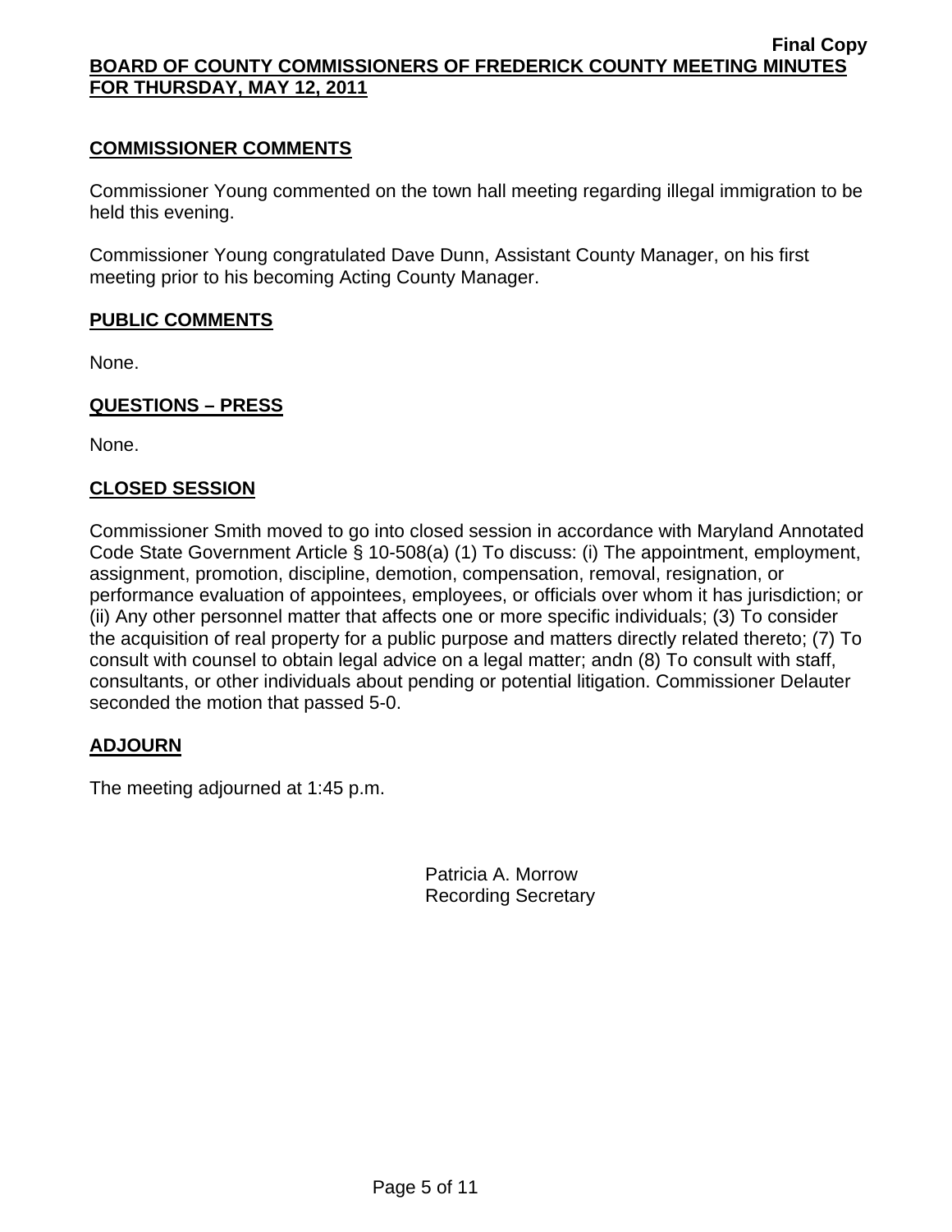## COMMISSIONER COMMENTS

Commissioner Young commented on the town hall meeting regarding illegal immigration to be held this evening.

Commissioner Young congratulated Dave Dunn, Assistant County Manager, on his first meeting prior to his becoming Acting County Manager.

## PUBLIC COMMENTS

None.

## QUESTIONS – PRESS

None.

## CLOSED SESSION

Commissioner Smith moved to go into closed session in accordance with Maryland Annotated Code State Government Article § 10-508(a) (1) To discuss: (i) The appointment, employment, assignment, promotion, discipline, demotion, compensation, removal, resignation, or performance evaluation of appointees, employees, or officials over whom it has jurisdiction; or (ii) Any other personnel matter that affects one or more specific individuals; (3) To consider the acquisition of real property for a public purpose and matters directly related thereto; (7) To consult with counsel to obtain legal advice on a legal matter; andn (8) To consult with staff, consultants, or other individuals about pending or potential litigation. Commissioner Delauter seconded the motion that passed 5-0.

## ADJOURN

The meeting adjourned at 1:45 p.m.

Patricia A. Morrow
Recording Secretary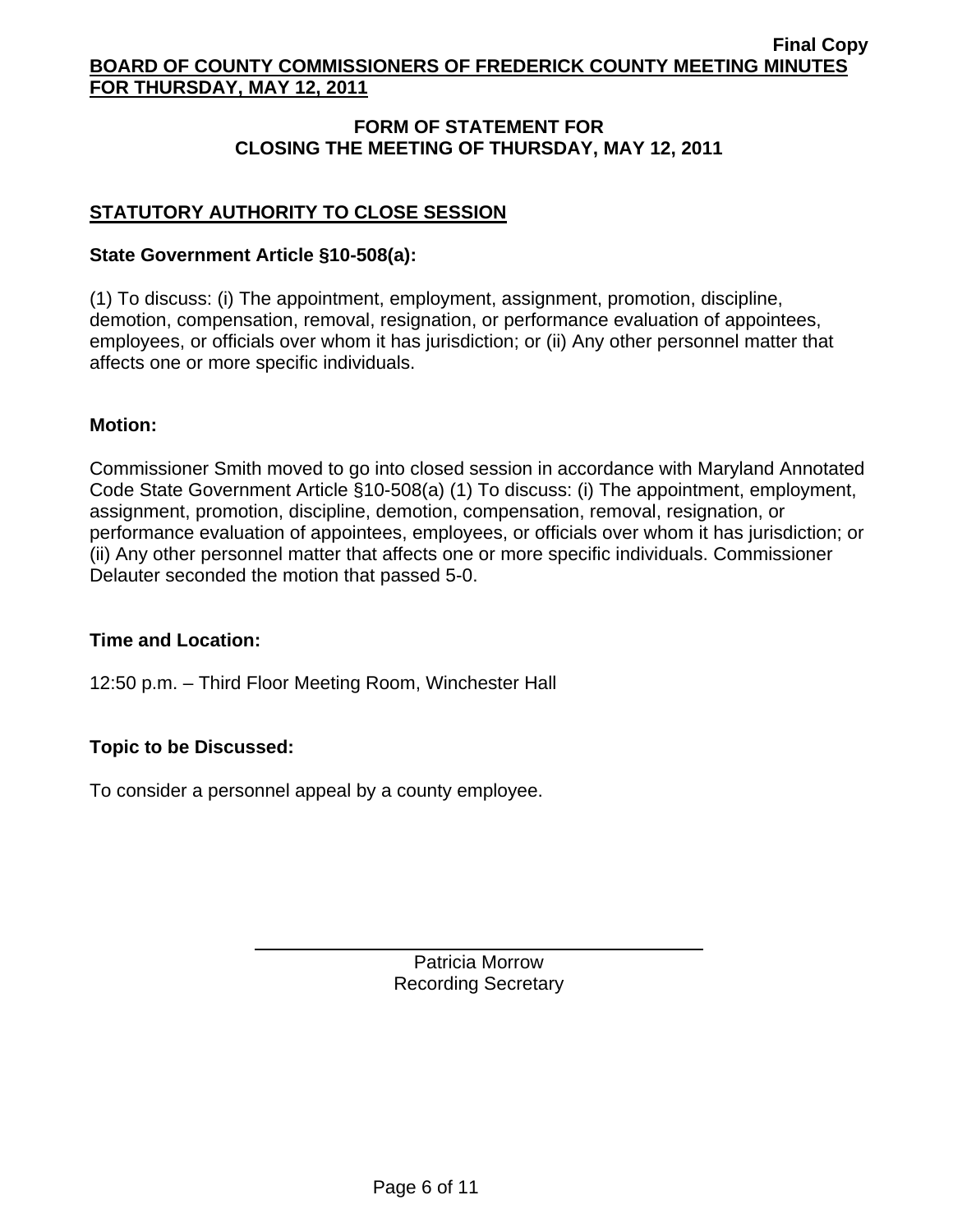## FORM OF STATEMENT FOR CLOSING THE MEETING OF THURSDAY, MAY 12, 2011

### STATUTORY AUTHORITY TO CLOSE SESSION

**State Government Article §10-508(a):**

(1) To discuss: (i) The appointment, employment, assignment, promotion, discipline, demotion, compensation, removal, resignation, or performance evaluation of appointees, employees, or officials over whom it has jurisdiction; or (ii) Any other personnel matter that affects one or more specific individuals.

**Motion:**

Commissioner Smith moved to go into closed session in accordance with Maryland Annotated Code State Government Article §10-508(a) (1) To discuss: (i) The appointment, employment, assignment, promotion, discipline, demotion, compensation, removal, resignation, or performance evaluation of appointees, employees, or officials over whom it has jurisdiction; or (ii) Any other personnel matter that affects one or more specific individuals. Commissioner Delauter seconded the motion that passed 5-0.

**Time and Location:**

12:50 p.m. – Third Floor Meeting Room, Winchester Hall

**Topic to be Discussed:**

To consider a personnel appeal by a county employee.

Patricia Morrow
Recording Secretary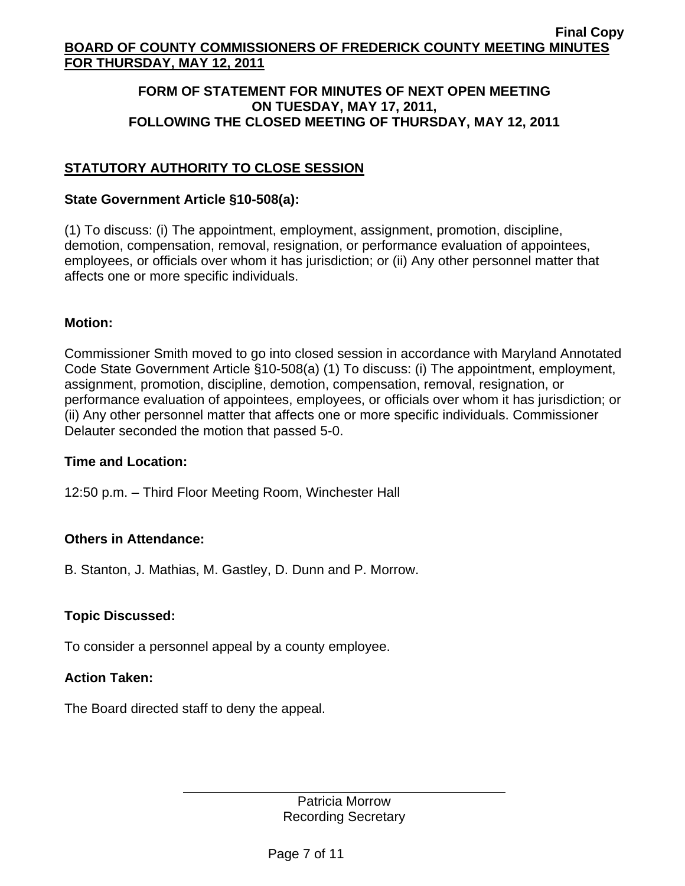## FORM OF STATEMENT FOR MINUTES OF NEXT OPEN MEETING ON TUESDAY, MAY 17, 2011, FOLLOWING THE CLOSED MEETING OF THURSDAY, MAY 12, 2011

### STATUTORY AUTHORITY TO CLOSE SESSION

**State Government Article §10-508(a):**

(1) To discuss: (i) The appointment, employment, assignment, promotion, discipline, demotion, compensation, removal, resignation, or performance evaluation of appointees, employees, or officials over whom it has jurisdiction; or (ii) Any other personnel matter that affects one or more specific individuals.

**Motion:**

Commissioner Smith moved to go into closed session in accordance with Maryland Annotated Code State Government Article §10-508(a) (1) To discuss: (i) The appointment, employment, assignment, promotion, discipline, demotion, compensation, removal, resignation, or performance evaluation of appointees, employees, or officials over whom it has jurisdiction; or (ii) Any other personnel matter that affects one or more specific individuals. Commissioner Delauter seconded the motion that passed 5-0.

**Time and Location:**

12:50 p.m. – Third Floor Meeting Room, Winchester Hall

**Others in Attendance:**

B. Stanton, J. Mathias, M. Gastley, D. Dunn and P. Morrow.

**Topic Discussed:**

To consider a personnel appeal by a county employee.

**Action Taken:**

The Board directed staff to deny the appeal.

Patricia Morrow
Recording Secretary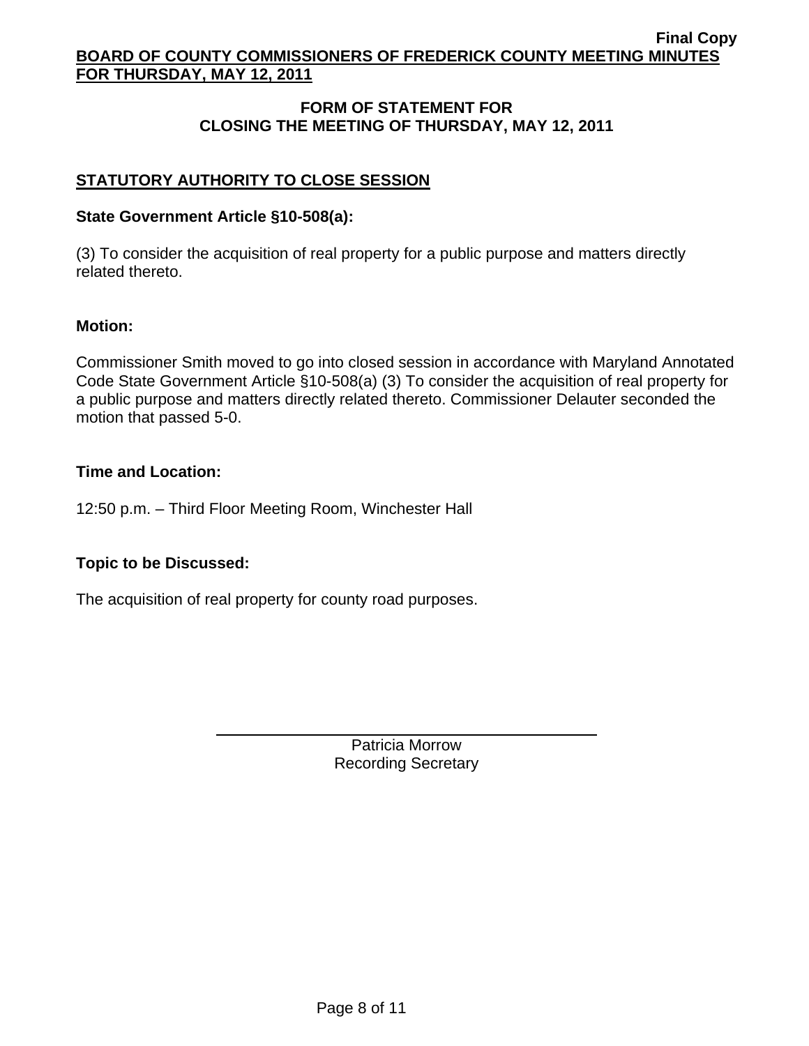## FORM OF STATEMENT FOR CLOSING THE MEETING OF THURSDAY, MAY 12, 2011

### STATUTORY AUTHORITY TO CLOSE SESSION

**State Government Article §10-508(a):**

(3) To consider the acquisition of real property for a public purpose and matters directly related thereto.

**Motion:**

Commissioner Smith moved to go into closed session in accordance with Maryland Annotated Code State Government Article §10-508(a) (3) To consider the acquisition of real property for a public purpose and matters directly related thereto. Commissioner Delauter seconded the motion that passed 5-0.

**Time and Location:**

12:50 p.m. – Third Floor Meeting Room, Winchester Hall

**Topic to be Discussed:**

The acquisition of real property for county road purposes.

Patricia Morrow
Recording Secretary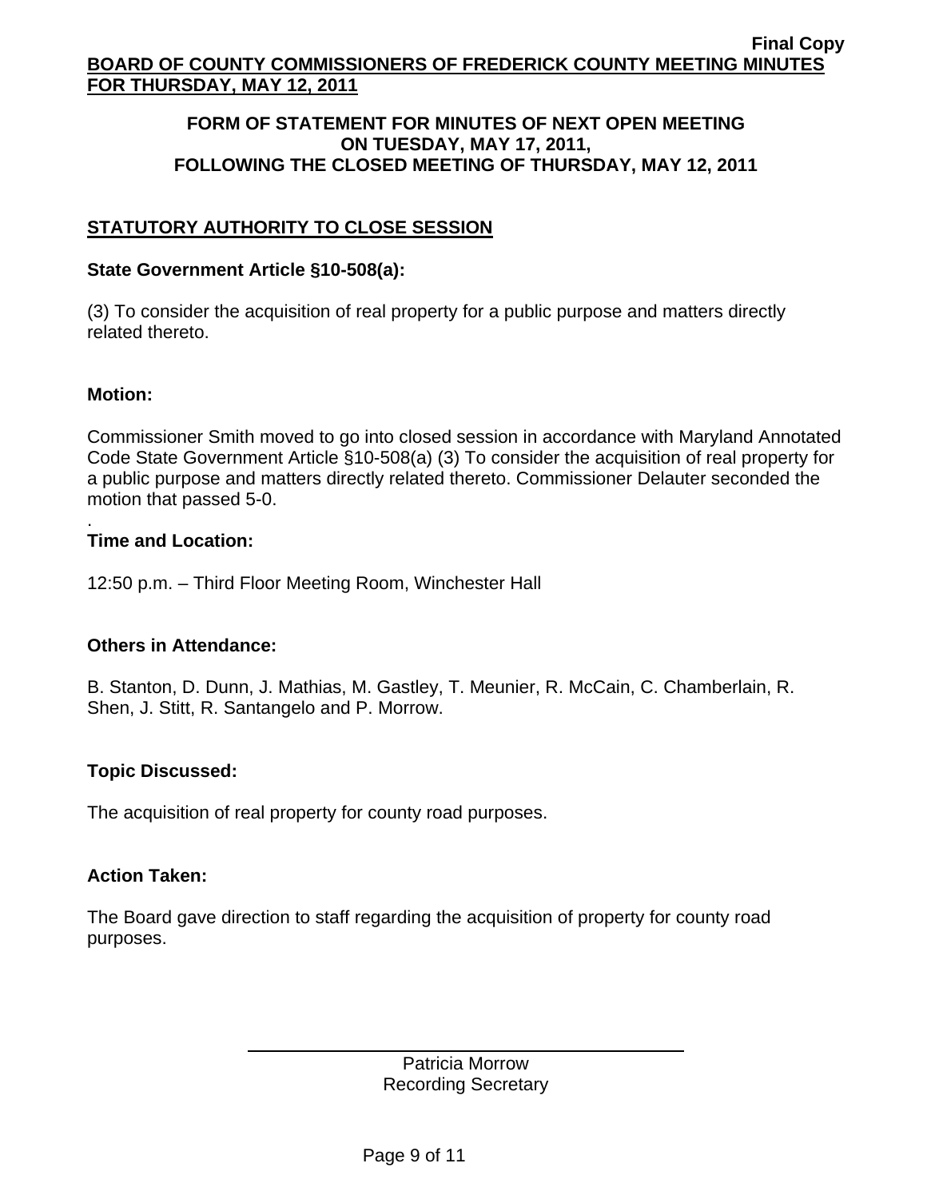**Final Copy**

**BOARD OF COUNTY COMMISSIONERS OF FREDERICK COUNTY MEETING MINUTES FOR THURSDAY, MAY 12, 2011**

**FORM OF STATEMENT FOR MINUTES OF NEXT OPEN MEETING ON TUESDAY, MAY 17, 2011, FOLLOWING THE CLOSED MEETING OF THURSDAY, MAY 12, 2011**

## STATUTORY AUTHORITY TO CLOSE SESSION

**State Government Article §10-508(a):**

(3) To consider the acquisition of real property for a public purpose and matters directly related thereto.

**Motion:**

Commissioner Smith moved to go into closed session in accordance with Maryland Annotated Code State Government Article §10-508(a) (3) To consider the acquisition of real property for a public purpose and matters directly related thereto. Commissioner Delauter seconded the motion that passed 5-0.

**Time and Location:**

12:50 p.m. – Third Floor Meeting Room, Winchester Hall

**Others in Attendance:**

B. Stanton, D. Dunn, J. Mathias, M. Gastley, T. Meunier, R. McCain, C. Chamberlain, R. Shen, J. Stitt, R. Santangelo and P. Morrow.

**Topic Discussed:**

The acquisition of real property for county road purposes.

**Action Taken:**

The Board gave direction to staff regarding the acquisition of property for county road purposes.

Patricia Morrow
Recording Secretary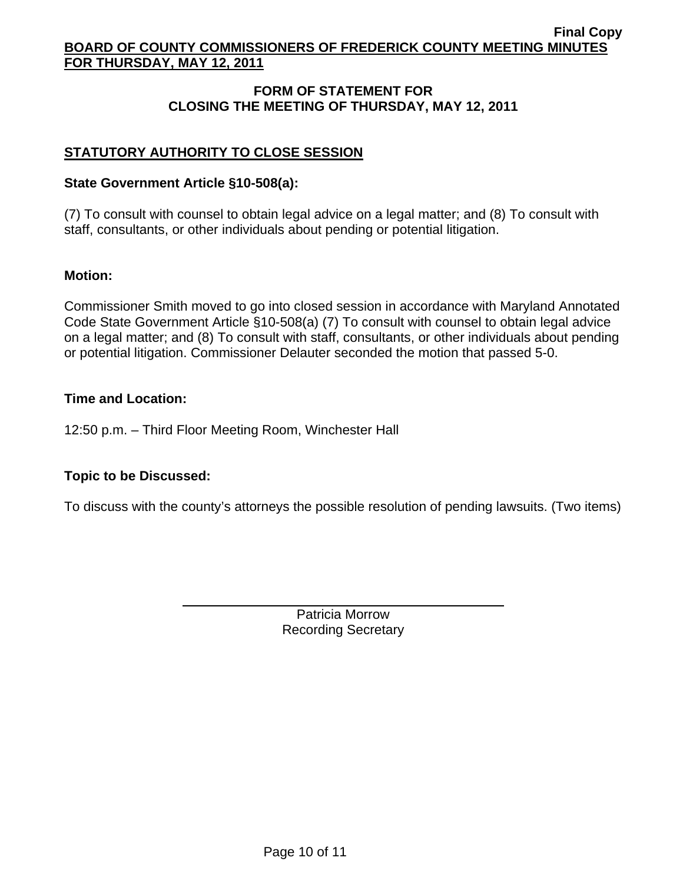## FORM OF STATEMENT FOR CLOSING THE MEETING OF THURSDAY, MAY 12, 2011

### STATUTORY AUTHORITY TO CLOSE SESSION

**State Government Article §10-508(a):**

(7) To consult with counsel to obtain legal advice on a legal matter; and (8) To consult with staff, consultants, or other individuals about pending or potential litigation.

**Motion:**

Commissioner Smith moved to go into closed session in accordance with Maryland Annotated Code State Government Article §10-508(a) (7) To consult with counsel to obtain legal advice on a legal matter; and (8) To consult with staff, consultants, or other individuals about pending or potential litigation. Commissioner Delauter seconded the motion that passed 5-0.

**Time and Location:**

12:50 p.m. – Third Floor Meeting Room, Winchester Hall

**Topic to be Discussed:**

To discuss with the county's attorneys the possible resolution of pending lawsuits. (Two items)

Patricia Morrow
Recording Secretary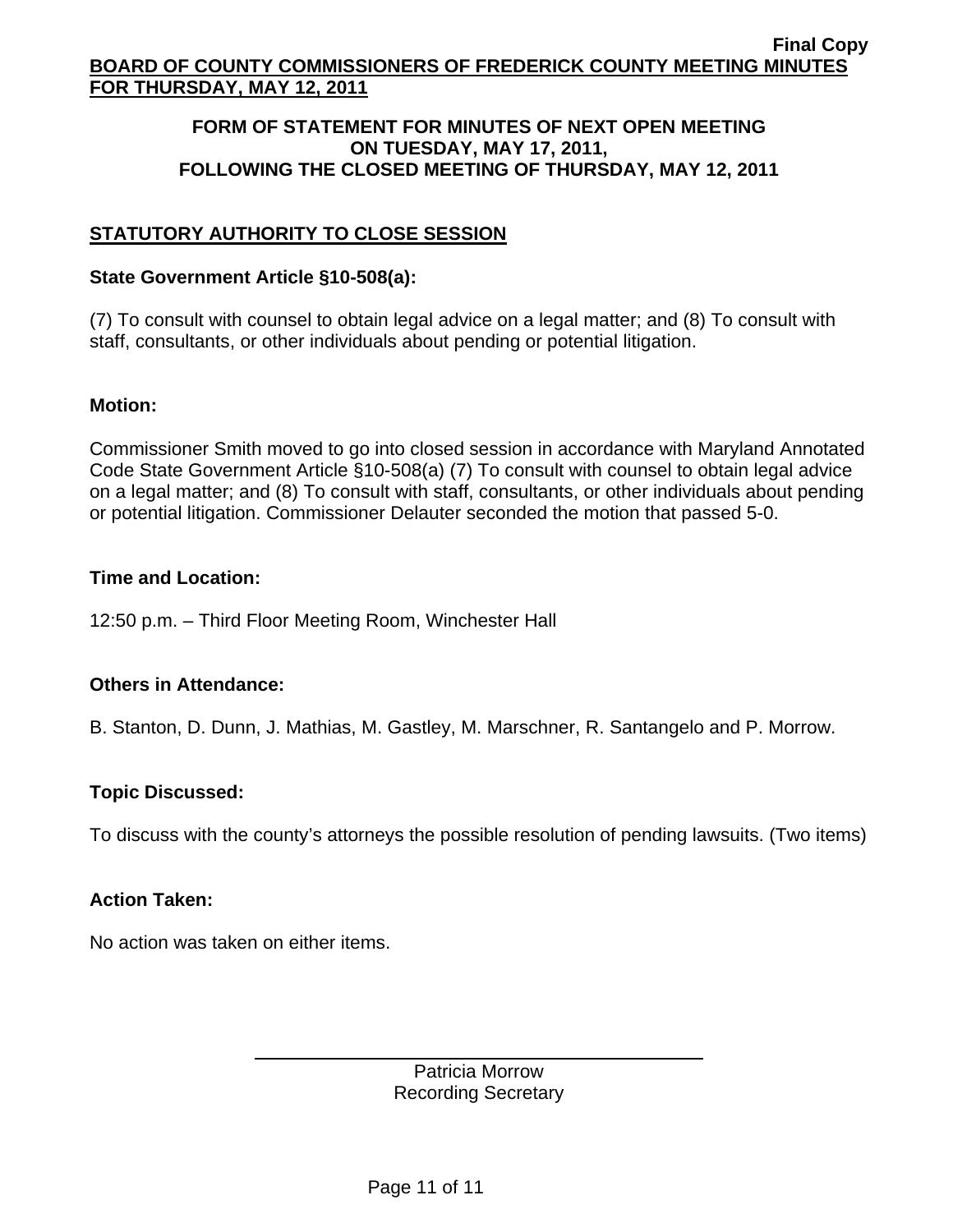## FORM OF STATEMENT FOR MINUTES OF NEXT OPEN MEETING ON TUESDAY, MAY 17, 2011, FOLLOWING THE CLOSED MEETING OF THURSDAY, MAY 12, 2011

### STATUTORY AUTHORITY TO CLOSE SESSION

**State Government Article §10-508(a):**

(7) To consult with counsel to obtain legal advice on a legal matter; and (8) To consult with staff, consultants, or other individuals about pending or potential litigation.

**Motion:**

Commissioner Smith moved to go into closed session in accordance with Maryland Annotated Code State Government Article §10-508(a) (7) To consult with counsel to obtain legal advice on a legal matter; and (8) To consult with staff, consultants, or other individuals about pending or potential litigation. Commissioner Delauter seconded the motion that passed 5-0.

**Time and Location:**

12:50 p.m. – Third Floor Meeting Room, Winchester Hall

**Others in Attendance:**

B. Stanton, D. Dunn, J. Mathias, M. Gastley, M. Marschner, R. Santangelo and P. Morrow.

**Topic Discussed:**

To discuss with the county's attorneys the possible resolution of pending lawsuits. (Two items)

**Action Taken:**

No action was taken on either items.

Patricia Morrow
Recording Secretary